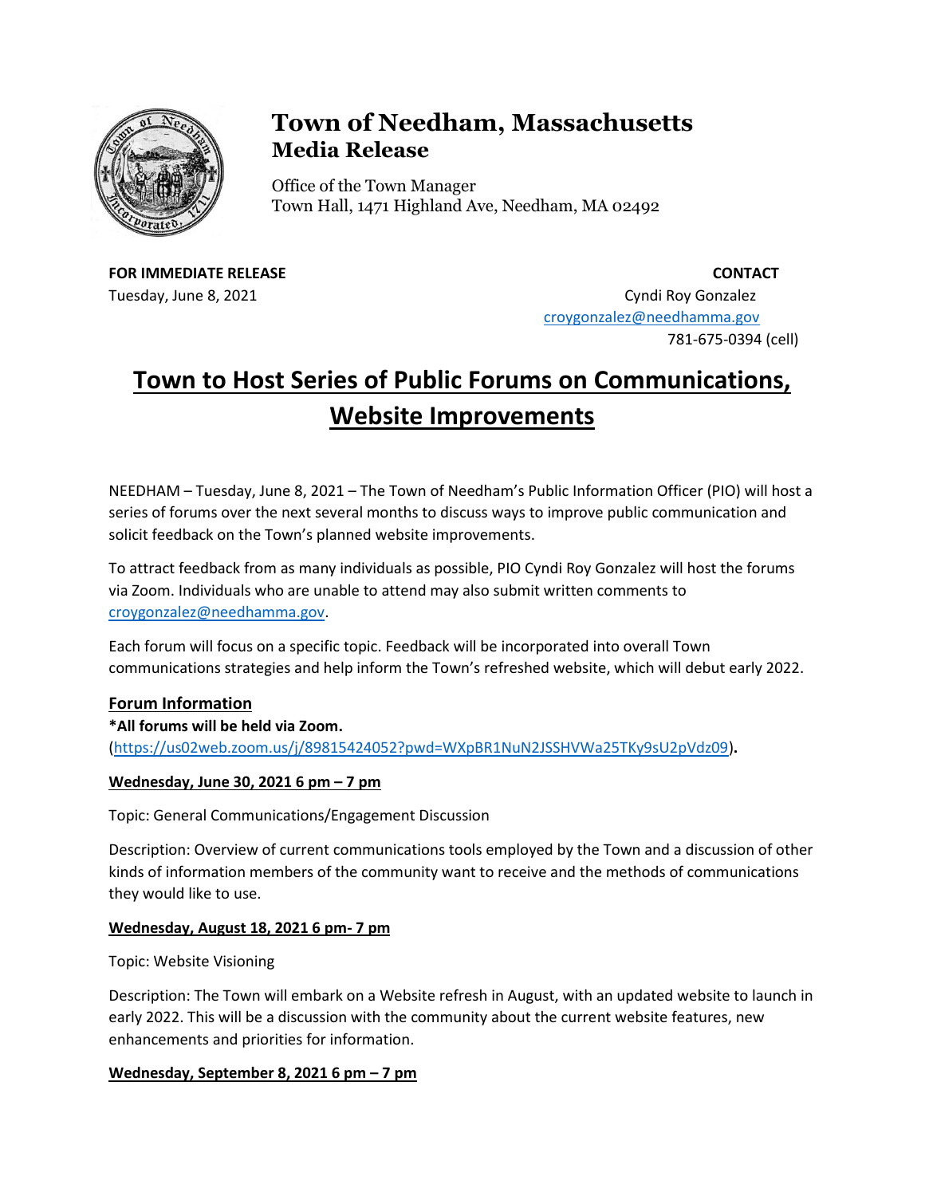# Town of Needham, Massachusetts
## Media Release

Office of the Town Manager
Town Hall, 1471 Highland Ave, Needham, MA 02492

**FOR IMMEDIATE RELEASE**
Tuesday, June 8, 2021

**CONTACT**
Cyndi Roy Gonzalez
croygonzalez@needhamma.gov
781-675-0394 (cell)

# Town to Host Series of Public Forums on Communications, Website Improvements

NEEDHAM – Tuesday, June 8, 2021 – The Town of Needham's Public Information Officer (PIO) will host a series of forums over the next several months to discuss ways to improve public communication and solicit feedback on the Town's planned website improvements.

To attract feedback from as many individuals as possible, PIO Cyndi Roy Gonzalez will host the forums via Zoom. Individuals who are unable to attend may also submit written comments to croygonzalez@needhamma.gov.

Each forum will focus on a specific topic. Feedback will be incorporated into overall Town communications strategies and help inform the Town's refreshed website, which will debut early 2022.

## Forum Information

**\*All forums will be held via Zoom.**
(https://us02web.zoom.us/j/89815424052?pwd=WXpBR1NuN2JSSHVWa25TKy9sU2pVdz09).

### Wednesday, June 30, 2021 6 pm – 7 pm

Topic: General Communications/Engagement Discussion

Description: Overview of current communications tools employed by the Town and a discussion of other kinds of information members of the community want to receive and the methods of communications they would like to use.

### Wednesday, August 18, 2021 6 pm- 7 pm

Topic: Website Visioning

Description: The Town will embark on a Website refresh in August, with an updated website to launch in early 2022. This will be a discussion with the community about the current website features, new enhancements and priorities for information.

### Wednesday, September 8, 2021 6 pm – 7 pm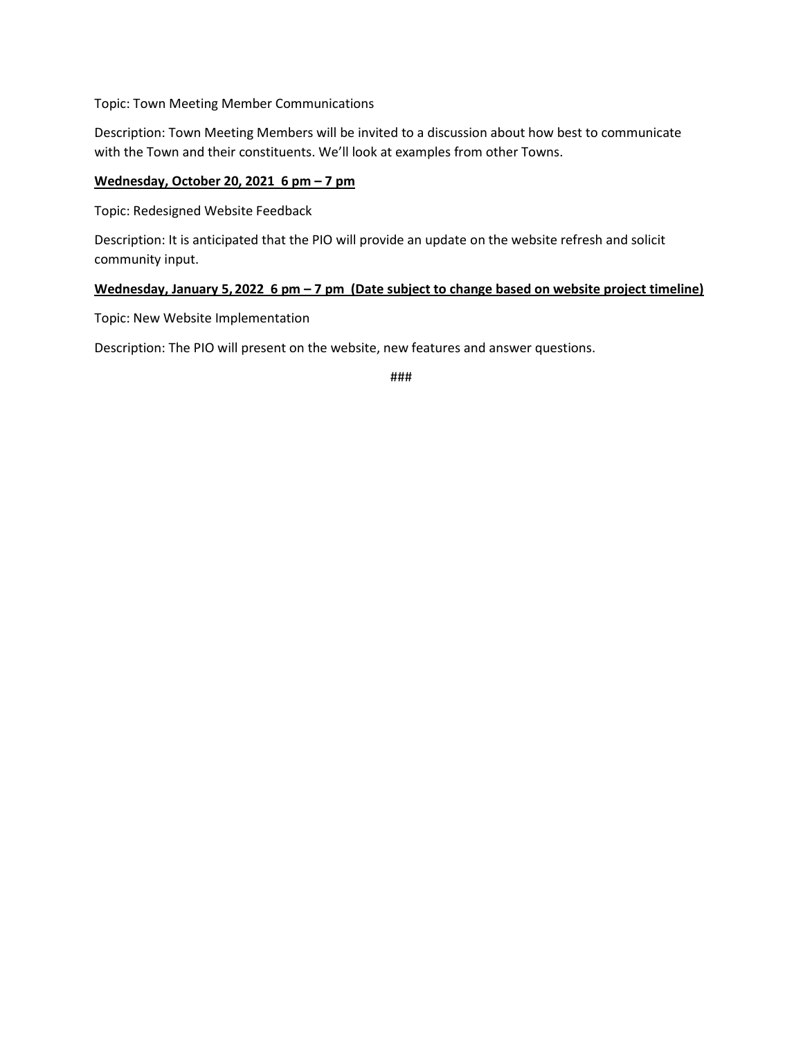Topic: Town Meeting Member Communications

Description: Town Meeting Members will be invited to a discussion about how best to communicate with the Town and their constituents. We'll look at examples from other Towns.

**Wednesday, October 20, 2021 6 pm – 7 pm**

Topic: Redesigned Website Feedback

Description: It is anticipated that the PIO will provide an update on the website refresh and solicit community input.

**Wednesday, January 5, 2022 6 pm – 7 pm (Date subject to change based on website project timeline)**

Topic: New Website Implementation

Description: The PIO will present on the website, new features and answer questions.

###